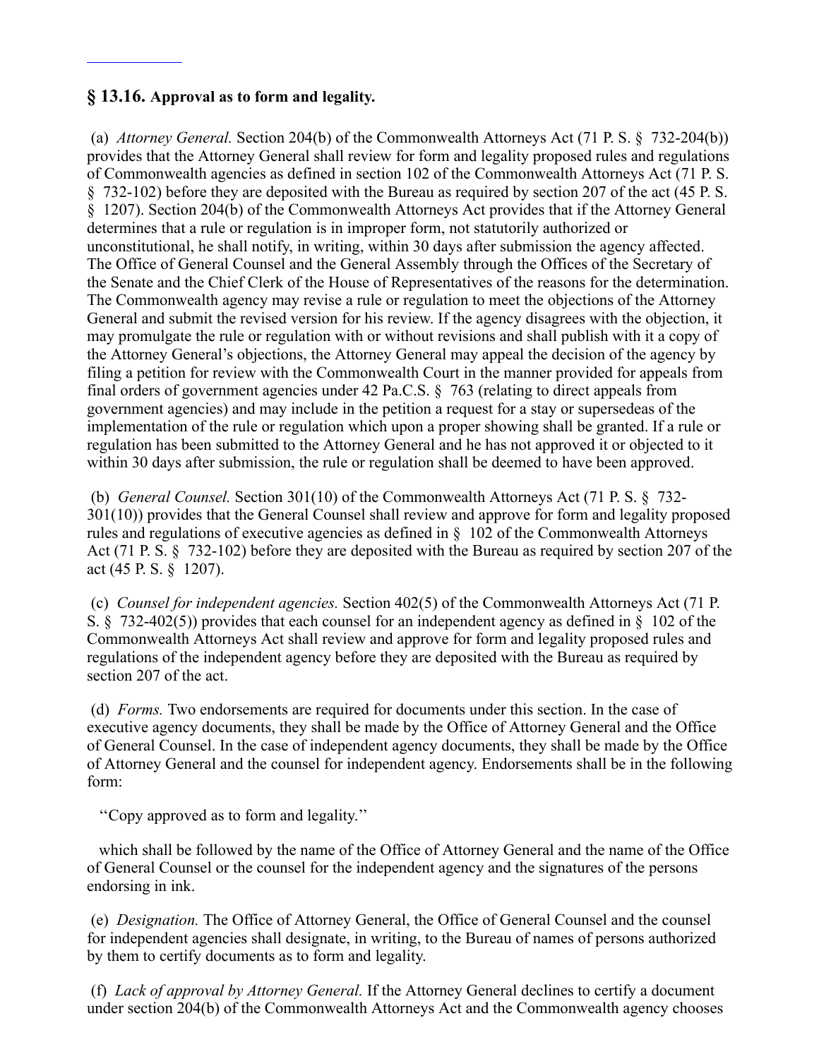## § 13.16. Approval as to form and legality.

(a) *Attorney General.* Section 204(b) of the Commonwealth Attorneys Act (71 P. S. § 732-204(b)) provides that the Attorney General shall review for form and legality proposed rules and regulations of Commonwealth agencies as defined in section 102 of the Commonwealth Attorneys Act (71 P. S. § 732-102) before they are deposited with the Bureau as required by section 207 of the act (45 P. S. § 1207). Section 204(b) of the Commonwealth Attorneys Act provides that if the Attorney General determines that a rule or regulation is in improper form, not statutorily authorized or unconstitutional, he shall notify, in writing, within 30 days after submission the agency affected. The Office of General Counsel and the General Assembly through the Offices of the Secretary of the Senate and the Chief Clerk of the House of Representatives of the reasons for the determination. The Commonwealth agency may revise a rule or regulation to meet the objections of the Attorney General and submit the revised version for his review. If the agency disagrees with the objection, it may promulgate the rule or regulation with or without revisions and shall publish with it a copy of the Attorney General's objections, the Attorney General may appeal the decision of the agency by filing a petition for review with the Commonwealth Court in the manner provided for appeals from final orders of government agencies under 42 Pa.C.S. § 763 (relating to direct appeals from government agencies) and may include in the petition a request for a stay or supersedeas of the implementation of the rule or regulation which upon a proper showing shall be granted. If a rule or regulation has been submitted to the Attorney General and he has not approved it or objected to it within 30 days after submission, the rule or regulation shall be deemed to have been approved.

(b) *General Counsel.* Section 301(10) of the Commonwealth Attorneys Act (71 P. S. § 732-301(10)) provides that the General Counsel shall review and approve for form and legality proposed rules and regulations of executive agencies as defined in § 102 of the Commonwealth Attorneys Act (71 P. S. § 732-102) before they are deposited with the Bureau as required by section 207 of the act (45 P. S. § 1207).

(c) *Counsel for independent agencies.* Section 402(5) of the Commonwealth Attorneys Act (71 P. S. § 732-402(5)) provides that each counsel for an independent agency as defined in § 102 of the Commonwealth Attorneys Act shall review and approve for form and legality proposed rules and regulations of the independent agency before they are deposited with the Bureau as required by section 207 of the act.

(d) *Forms.* Two endorsements are required for documents under this section. In the case of executive agency documents, they shall be made by the Office of Attorney General and the Office of General Counsel. In the case of independent agency documents, they shall be made by the Office of Attorney General and the counsel for independent agency. Endorsements shall be in the following form:

''Copy approved as to form and legality.''

which shall be followed by the name of the Office of Attorney General and the name of the Office of General Counsel or the counsel for the independent agency and the signatures of the persons endorsing in ink.

(e) *Designation.* The Office of Attorney General, the Office of General Counsel and the counsel for independent agencies shall designate, in writing, to the Bureau of names of persons authorized by them to certify documents as to form and legality.

(f) *Lack of approval by Attorney General.* If the Attorney General declines to certify a document under section 204(b) of the Commonwealth Attorneys Act and the Commonwealth agency chooses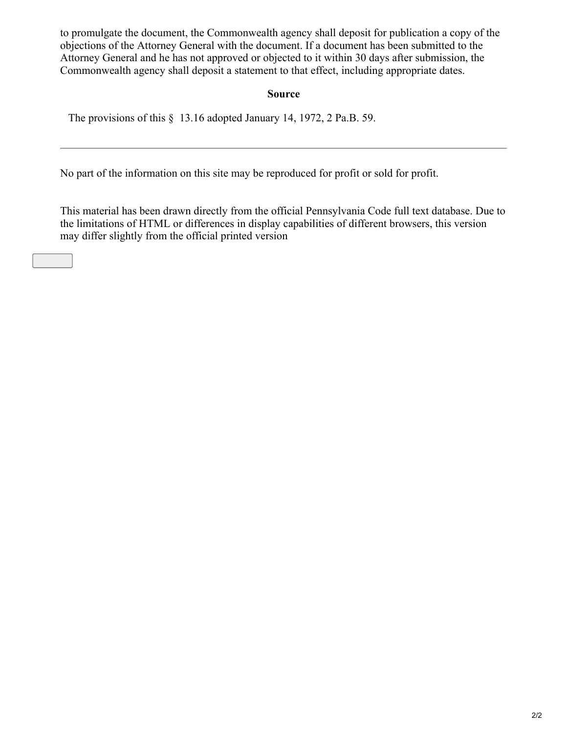to promulgate the document, the Commonwealth agency shall deposit for publication a copy of the objections of the Attorney General with the document. If a document has been submitted to the Attorney General and he has not approved or objected to it within 30 days after submission, the Commonwealth agency shall deposit a statement to that effect, including appropriate dates.

**Source**

The provisions of this § 13.16 adopted January 14, 1972, 2 Pa.B. 59.

---

No part of the information on this site may be reproduced for profit or sold for profit.

This material has been drawn directly from the official Pennsylvania Code full text database. Due to the limitations of HTML or differences in display capabilities of different browsers, this version may differ slightly from the official printed version